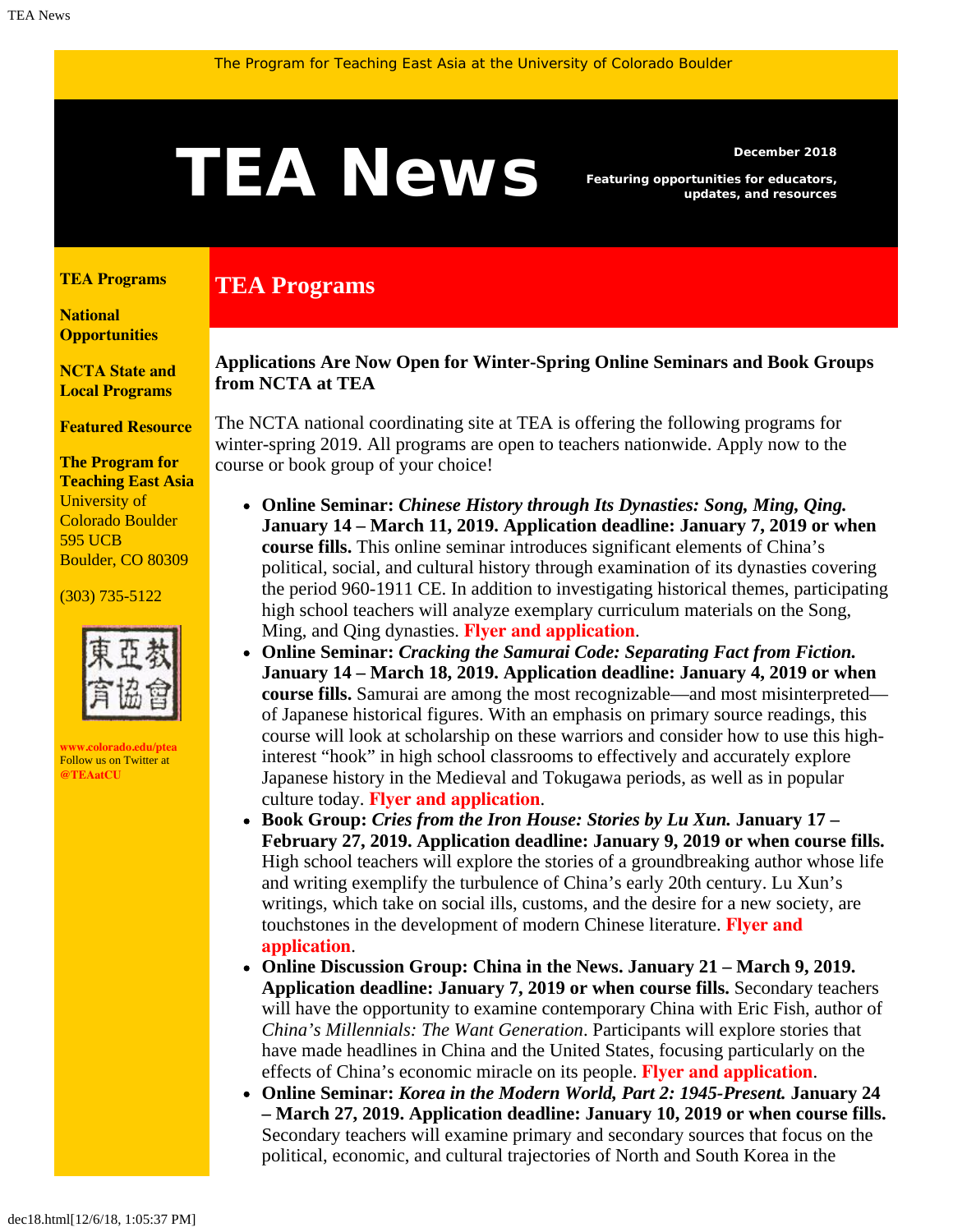The Program for Teaching East Asia at the University of Colorado Boulder

# TEA News

**December 2018**

**Featuring opportunities for educators, updates, and resources**

**TEA Programs**

**National Opportunities**

**NCTA State and Local Programs**

**Featured Resource**

**The Program for Teaching East Asia**
University of Colorado Boulder
595 UCB
Boulder, CO 80309

(303) 735-5122

東亞教育協會

**www.colorado.edu/ptea**
Follow us on Twitter at **@TEAatCU**

## TEA Programs

### Applications Are Now Open for Winter-Spring Online Seminars and Book Groups from NCTA at TEA

The NCTA national coordinating site at TEA is offering the following programs for winter-spring 2019. All programs are open to teachers nationwide. Apply now to the course or book group of your choice!

- **Online Seminar: *Chinese History through Its Dynasties: Song, Ming, Qing.* January 14 – March 11, 2019. Application deadline: January 7, 2019 or when course fills.** This online seminar introduces significant elements of China's political, social, and cultural history through examination of its dynasties covering the period 960-1911 CE. In addition to investigating historical themes, participating high school teachers will analyze exemplary curriculum materials on the Song, Ming, and Qing dynasties. **Flyer and application**.
- **Online Seminar: *Cracking the Samurai Code: Separating Fact from Fiction.* January 14 – March 18, 2019. Application deadline: January 4, 2019 or when course fills.** Samurai are among the most recognizable—and most misinterpreted—of Japanese historical figures. With an emphasis on primary source readings, this course will look at scholarship on these warriors and consider how to use this high-interest "hook" in high school classrooms to effectively and accurately explore Japanese history in the Medieval and Tokugawa periods, as well as in popular culture today. **Flyer and application**.
- **Book Group: *Cries from the Iron House: Stories by Lu Xun.* January 17 – February 27, 2019. Application deadline: January 9, 2019 or when course fills.** High school teachers will explore the stories of a groundbreaking author whose life and writing exemplify the turbulence of China's early 20th century. Lu Xun's writings, which take on social ills, customs, and the desire for a new society, are touchstones in the development of modern Chinese literature. **Flyer and application**.
- **Online Discussion Group: China in the News. January 21 – March 9, 2019. Application deadline: January 7, 2019 or when course fills.** Secondary teachers will have the opportunity to examine contemporary China with Eric Fish, author of *China's Millennials: The Want Generation*. Participants will explore stories that have made headlines in China and the United States, focusing particularly on the effects of China's economic miracle on its people. **Flyer and application**.
- **Online Seminar: *Korea in the Modern World, Part 2: 1945-Present.* January 24 – March 27, 2019. Application deadline: January 10, 2019 or when course fills.** Secondary teachers will examine primary and secondary sources that focus on the political, economic, and cultural trajectories of North and South Korea in the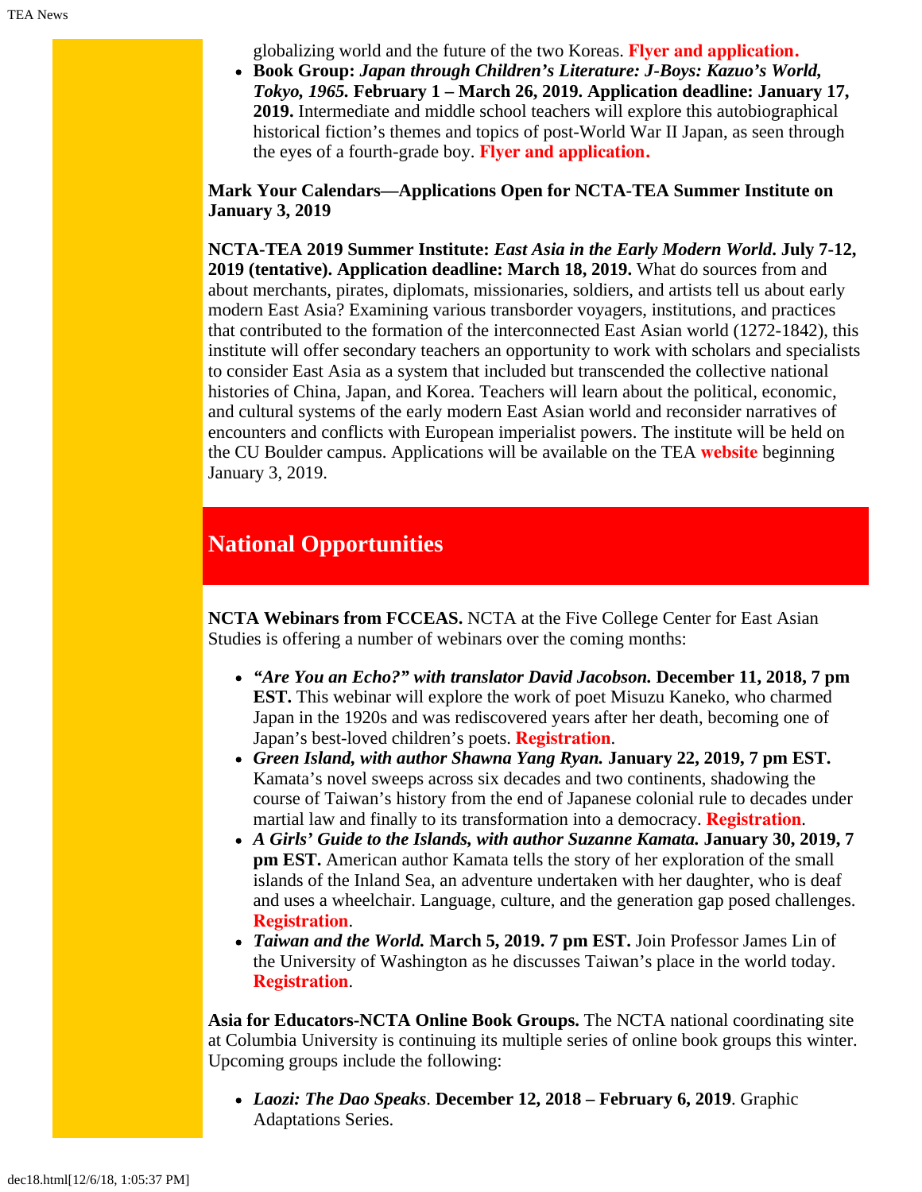globalizing world and the future of the two Koreas. **Flyer and application.**

- **Book Group:** ***Japan through Children's Literature: J-Boys: Kazuo's World, Tokyo, 1965.*** **February 1 – March 26, 2019. Application deadline: January 17, 2019.** Intermediate and middle school teachers will explore this autobiographical historical fiction's themes and topics of post-World War II Japan, as seen through the eyes of a fourth-grade boy. **Flyer and application.**

**Mark Your Calendars—Applications Open for NCTA-TEA Summer Institute on January 3, 2019**

**NCTA-TEA 2019 Summer Institute:** ***East Asia in the Early Modern World.*** **July 7-12, 2019 (tentative). Application deadline: March 18, 2019.** What do sources from and about merchants, pirates, diplomats, missionaries, soldiers, and artists tell us about early modern East Asia? Examining various transborder voyagers, institutions, and practices that contributed to the formation of the interconnected East Asian world (1272-1842), this institute will offer secondary teachers an opportunity to work with scholars and specialists to consider East Asia as a system that included but transcended the collective national histories of China, Japan, and Korea. Teachers will learn about the political, economic, and cultural systems of the early modern East Asian world and reconsider narratives of encounters and conflicts with European imperialist powers. The institute will be held on the CU Boulder campus. Applications will be available on the TEA **website** beginning January 3, 2019.

## National Opportunities

**NCTA Webinars from FCCEAS.** NCTA at the Five College Center for East Asian Studies is offering a number of webinars over the coming months:

- ***"Are You an Echo?" with translator David Jacobson.*** **December 11, 2018, 7 pm EST.** This webinar will explore the work of poet Misuzu Kaneko, who charmed Japan in the 1920s and was rediscovered years after her death, becoming one of Japan's best-loved children's poets. **Registration**.
- ***Green Island, with author Shawna Yang Ryan.*** **January 22, 2019, 7 pm EST.** Kamata's novel sweeps across six decades and two continents, shadowing the course of Taiwan's history from the end of Japanese colonial rule to decades under martial law and finally to its transformation into a democracy. **Registration**.
- ***A Girls' Guide to the Islands, with author Suzanne Kamata.*** **January 30, 2019, 7 pm EST.** American author Kamata tells the story of her exploration of the small islands of the Inland Sea, an adventure undertaken with her daughter, who is deaf and uses a wheelchair. Language, culture, and the generation gap posed challenges. **Registration**.
- ***Taiwan and the World.*** **March 5, 2019. 7 pm EST.** Join Professor James Lin of the University of Washington as he discusses Taiwan's place in the world today. **Registration**.

**Asia for Educators-NCTA Online Book Groups.** The NCTA national coordinating site at Columbia University is continuing its multiple series of online book groups this winter. Upcoming groups include the following:

- ***Laozi: The Dao Speaks***. **December 12, 2018 – February 6, 2019**. Graphic Adaptations Series.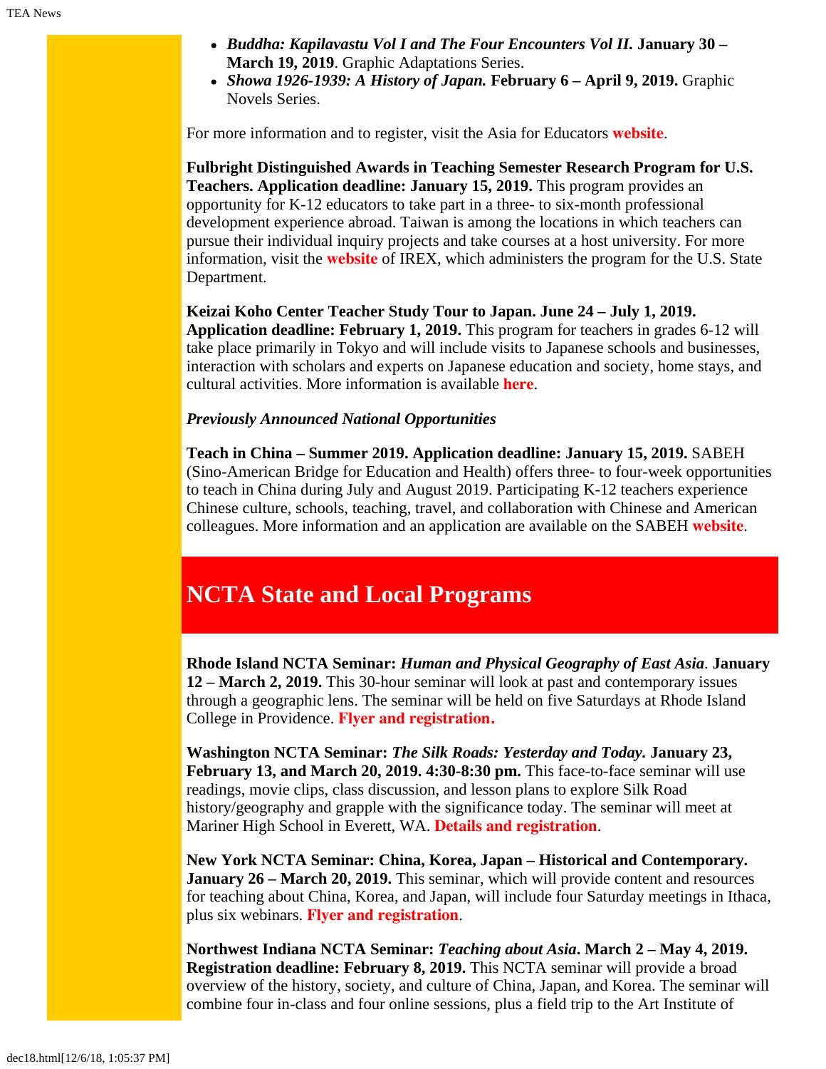- ***Buddha: Kapilavastu Vol I and The Four Encounters Vol II.*** **January 30 – March 19, 2019**. Graphic Adaptations Series.
- ***Showa 1926-1939: A History of Japan.*** **February 6 – April 9, 2019.** Graphic Novels Series.

For more information and to register, visit the Asia for Educators **website**.

**Fulbright Distinguished Awards in Teaching Semester Research Program for U.S. Teachers. Application deadline: January 15, 2019.** This program provides an opportunity for K-12 educators to take part in a three- to six-month professional development experience abroad. Taiwan is among the locations in which teachers can pursue their individual inquiry projects and take courses at a host university. For more information, visit the **website** of IREX, which administers the program for the U.S. State Department.

**Keizai Koho Center Teacher Study Tour to Japan. June 24 – July 1, 2019. Application deadline: February 1, 2019.** This program for teachers in grades 6-12 will take place primarily in Tokyo and will include visits to Japanese schools and businesses, interaction with scholars and experts on Japanese education and society, home stays, and cultural activities. More information is available **here**.

***Previously Announced National Opportunities***

**Teach in China – Summer 2019. Application deadline: January 15, 2019.** SABEH (Sino-American Bridge for Education and Health) offers three- to four-week opportunities to teach in China during July and August 2019. Participating K-12 teachers experience Chinese culture, schools, teaching, travel, and collaboration with Chinese and American colleagues. More information and an application are available on the SABEH **website**.

## NCTA State and Local Programs

**Rhode Island NCTA Seminar:** ***Human and Physical Geography of East Asia*****. January 12 – March 2, 2019.** This 30-hour seminar will look at past and contemporary issues through a geographic lens. The seminar will be held on five Saturdays at Rhode Island College in Providence. **Flyer and registration.**

**Washington NCTA Seminar:** ***The Silk Roads: Yesterday and Today.*** **January 23, February 13, and March 20, 2019. 4:30-8:30 pm.** This face-to-face seminar will use readings, movie clips, class discussion, and lesson plans to explore Silk Road history/geography and grapple with the significance today. The seminar will meet at Mariner High School in Everett, WA. **Details and registration**.

**New York NCTA Seminar: China, Korea, Japan – Historical and Contemporary. January 26 – March 20, 2019.** This seminar, which will provide content and resources for teaching about China, Korea, and Japan, will include four Saturday meetings in Ithaca, plus six webinars. **Flyer and registration**.

**Northwest Indiana NCTA Seminar:** ***Teaching about Asia*****. March 2 – May 4, 2019. Registration deadline: February 8, 2019.** This NCTA seminar will provide a broad overview of the history, society, and culture of China, Japan, and Korea. The seminar will combine four in-class and four online sessions, plus a field trip to the Art Institute of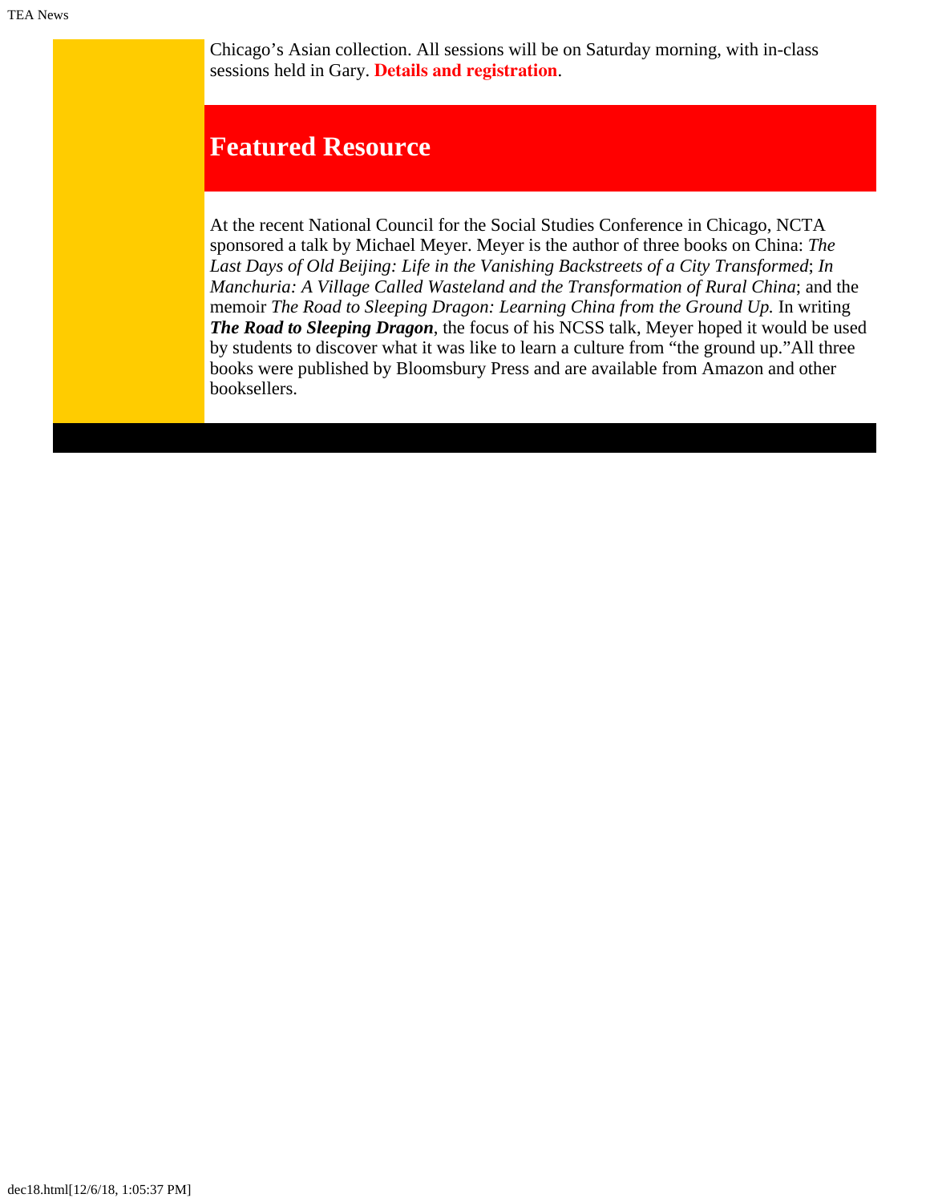Chicago's Asian collection. All sessions will be on Saturday morning, with in-class sessions held in Gary. **Details and registration**.

## Featured Resource

At the recent National Council for the Social Studies Conference in Chicago, NCTA sponsored a talk by Michael Meyer. Meyer is the author of three books on China: *The Last Days of Old Beijing: Life in the Vanishing Backstreets of a City Transformed*; *In Manchuria: A Village Called Wasteland and the Transformation of Rural China*; and the memoir *The Road to Sleeping Dragon: Learning China from the Ground Up.* In writing ***The Road to Sleeping Dragon***, the focus of his NCSS talk, Meyer hoped it would be used by students to discover what it was like to learn a culture from "the ground up."All three books were published by Bloomsbury Press and are available from Amazon and other booksellers.